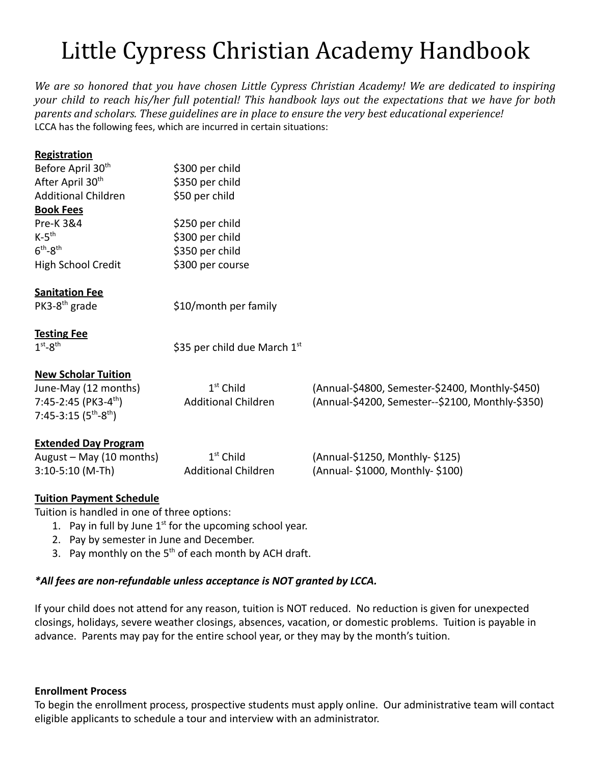# Little Cypress Christian Academy Handbook

*We are so honored that you have chosen Little Cypress Christian Academy! We are dedicated to inspiring your child to reach his/her full potential! This handbook lays out the expectations that we have for both parents and scholars. These guidelines are in place to ensure the very best educational experience!*

LCCA has the following fees, which are incurred in certain situations:

**Registration**

| | |
|---|---|
| Before April 30th | $300 per child |
| After April 30th | $350 per child |
| Additional Children | $50 per child |

**Book Fees**

| | |
|---|---|
| Pre-K 3&4 | $250 per child |
| K-5th | $300 per child |
| 6th-8th | $350 per child |
| High School Credit | $300 per course |

**Sanitation Fee**

| | |
|---|---|
| PK3-8th grade | $10/month per family |

**Testing Fee**

| | |
|---|---|
| 1st-8th | $35 per child due March 1st |

**New Scholar Tuition**

| | | |
|---|---|---|
| June-May (12 months) | 1st Child | (Annual-$4800, Semester-$2400, Monthly-$450) |
| 7:45-2:45 (PK3-4th) | Additional Children | (Annual-$4200, Semester--$2100, Monthly-$350) |
| 7:45-3:15 (5th-8th) | | |

**Extended Day Program**

| | | |
|---|---|---|
| August – May (10 months) | 1st Child | (Annual-$1250, Monthly- $125) |
| 3:10-5:10 (M-Th) | Additional Children | (Annual- $1000, Monthly- $100) |

**Tuition Payment Schedule**

Tuition is handled in one of three options:

1. Pay in full by June 1st for the upcoming school year.
2. Pay by semester in June and December.
3. Pay monthly on the 5th of each month by ACH draft.

***All fees are non-refundable unless acceptance is NOT granted by LCCA.***

If your child does not attend for any reason, tuition is NOT reduced. No reduction is given for unexpected closings, holidays, severe weather closings, absences, vacation, or domestic problems. Tuition is payable in advance. Parents may pay for the entire school year, or they may by the month's tuition.

**Enrollment Process**

To begin the enrollment process, prospective students must apply online. Our administrative team will contact eligible applicants to schedule a tour and interview with an administrator.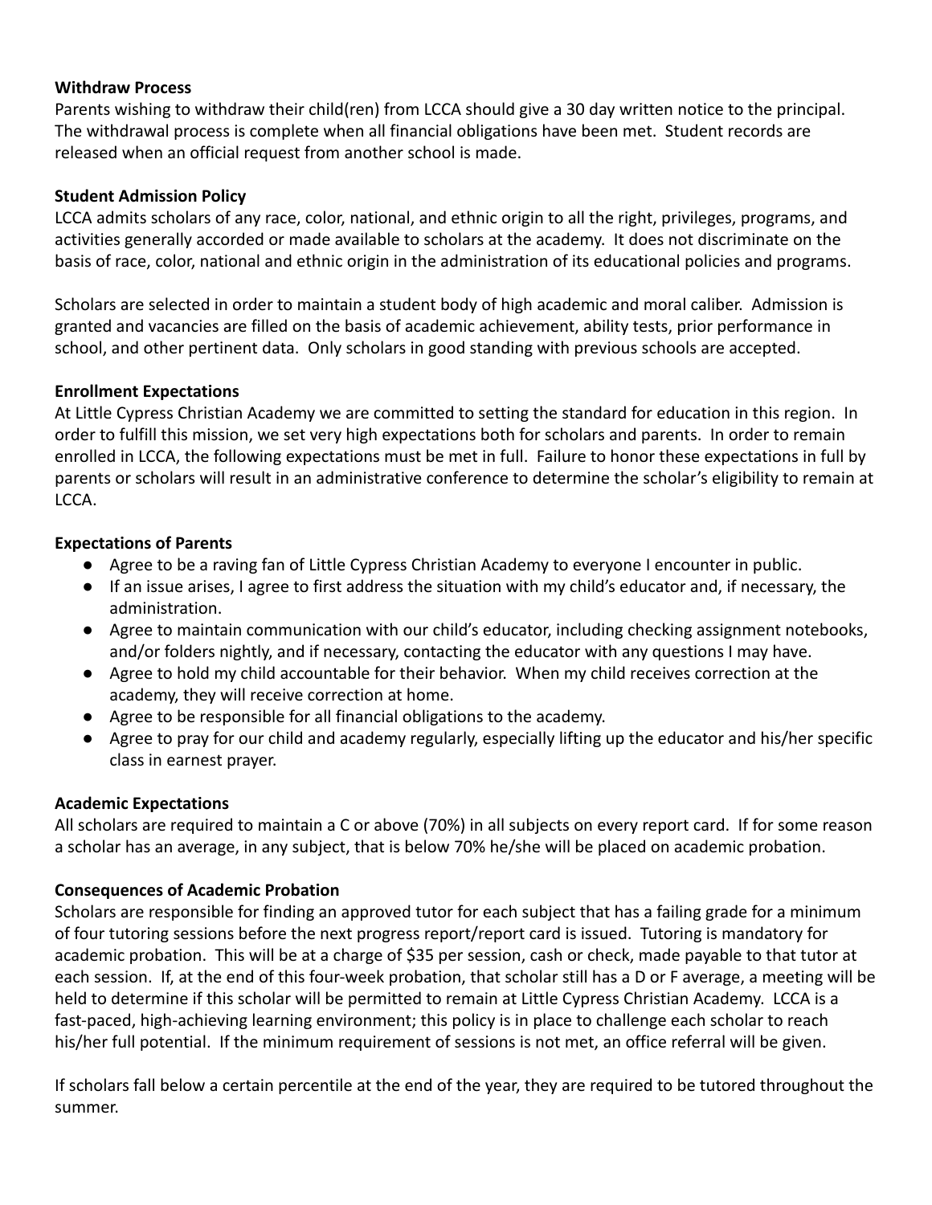**Withdraw Process**

Parents wishing to withdraw their child(ren) from LCCA should give a 30 day written notice to the principal. The withdrawal process is complete when all financial obligations have been met. Student records are released when an official request from another school is made.

**Student Admission Policy**

LCCA admits scholars of any race, color, national, and ethnic origin to all the right, privileges, programs, and activities generally accorded or made available to scholars at the academy. It does not discriminate on the basis of race, color, national and ethnic origin in the administration of its educational policies and programs.

Scholars are selected in order to maintain a student body of high academic and moral caliber. Admission is granted and vacancies are filled on the basis of academic achievement, ability tests, prior performance in school, and other pertinent data. Only scholars in good standing with previous schools are accepted.

**Enrollment Expectations**

At Little Cypress Christian Academy we are committed to setting the standard for education in this region. In order to fulfill this mission, we set very high expectations both for scholars and parents. In order to remain enrolled in LCCA, the following expectations must be met in full. Failure to honor these expectations in full by parents or scholars will result in an administrative conference to determine the scholar's eligibility to remain at LCCA.

**Expectations of Parents**

- Agree to be a raving fan of Little Cypress Christian Academy to everyone I encounter in public.
- If an issue arises, I agree to first address the situation with my child's educator and, if necessary, the administration.
- Agree to maintain communication with our child's educator, including checking assignment notebooks, and/or folders nightly, and if necessary, contacting the educator with any questions I may have.
- Agree to hold my child accountable for their behavior. When my child receives correction at the academy, they will receive correction at home.
- Agree to be responsible for all financial obligations to the academy.
- Agree to pray for our child and academy regularly, especially lifting up the educator and his/her specific class in earnest prayer.

**Academic Expectations**

All scholars are required to maintain a C or above (70%) in all subjects on every report card. If for some reason a scholar has an average, in any subject, that is below 70% he/she will be placed on academic probation.

**Consequences of Academic Probation**

Scholars are responsible for finding an approved tutor for each subject that has a failing grade for a minimum of four tutoring sessions before the next progress report/report card is issued. Tutoring is mandatory for academic probation. This will be at a charge of $35 per session, cash or check, made payable to that tutor at each session. If, at the end of this four-week probation, that scholar still has a D or F average, a meeting will be held to determine if this scholar will be permitted to remain at Little Cypress Christian Academy. LCCA is a fast-paced, high-achieving learning environment; this policy is in place to challenge each scholar to reach his/her full potential. If the minimum requirement of sessions is not met, an office referral will be given.

If scholars fall below a certain percentile at the end of the year, they are required to be tutored throughout the summer.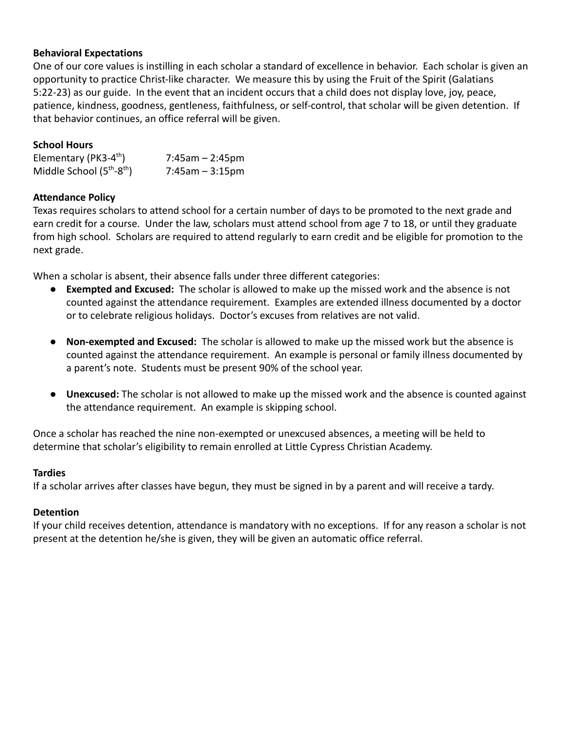**Behavioral Expectations**

One of our core values is instilling in each scholar a standard of excellence in behavior. Each scholar is given an opportunity to practice Christ-like character. We measure this by using the Fruit of the Spirit (Galatians 5:22-23) as our guide. In the event that an incident occurs that a child does not display love, joy, peace, patience, kindness, goodness, gentleness, faithfulness, or self-control, that scholar will be given detention. If that behavior continues, an office referral will be given.

**School Hours**

| | |
|---|---|
| Elementary (PK3-4th) | 7:45am – 2:45pm |
| Middle School (5th-8th) | 7:45am – 3:15pm |

**Attendance Policy**

Texas requires scholars to attend school for a certain number of days to be promoted to the next grade and earn credit for a course. Under the law, scholars must attend school from age 7 to 18, or until they graduate from high school. Scholars are required to attend regularly to earn credit and be eligible for promotion to the next grade.

When a scholar is absent, their absence falls under three different categories:

- **Exempted and Excused:** The scholar is allowed to make up the missed work and the absence is not counted against the attendance requirement. Examples are extended illness documented by a doctor or to celebrate religious holidays. Doctor's excuses from relatives are not valid.
- **Non-exempted and Excused:** The scholar is allowed to make up the missed work but the absence is counted against the attendance requirement. An example is personal or family illness documented by a parent's note. Students must be present 90% of the school year.
- **Unexcused:** The scholar is not allowed to make up the missed work and the absence is counted against the attendance requirement. An example is skipping school.

Once a scholar has reached the nine non-exempted or unexcused absences, a meeting will be held to determine that scholar's eligibility to remain enrolled at Little Cypress Christian Academy.

**Tardies**

If a scholar arrives after classes have begun, they must be signed in by a parent and will receive a tardy.

**Detention**

If your child receives detention, attendance is mandatory with no exceptions. If for any reason a scholar is not present at the detention he/she is given, they will be given an automatic office referral.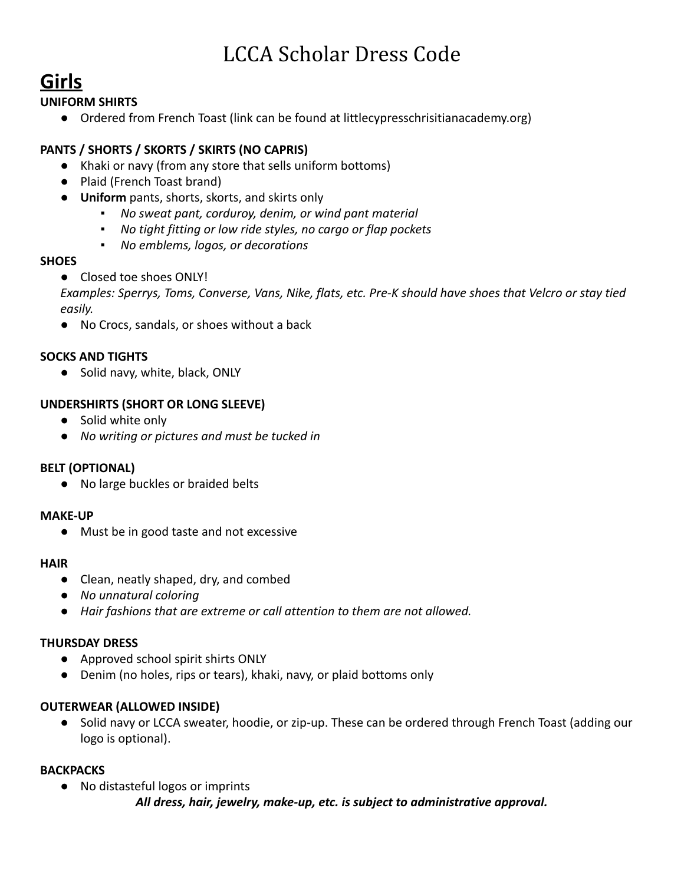# LCCA Scholar Dress Code

## Girls

**UNIFORM SHIRTS**

- Ordered from French Toast (link can be found at littlecypresschrisitianacademy.org)

**PANTS / SHORTS / SKORTS / SKIRTS (NO CAPRIS)**

- Khaki or navy (from any store that sells uniform bottoms)
- Plaid (French Toast brand)
- **Uniform** pants, shorts, skorts, and skirts only
  - *No sweat pant, corduroy, denim, or wind pant material*
  - *No tight fitting or low ride styles, no cargo or flap pockets*
  - *No emblems, logos, or decorations*

**SHOES**

- Closed toe shoes ONLY!

*Examples: Sperrys, Toms, Converse, Vans, Nike, flats, etc. Pre-K should have shoes that Velcro or stay tied easily.*

- No Crocs, sandals, or shoes without a back

**SOCKS AND TIGHTS**

- Solid navy, white, black, ONLY

**UNDERSHIRTS (SHORT OR LONG SLEEVE)**

- Solid white only
- *No writing or pictures and must be tucked in*

**BELT (OPTIONAL)**

- No large buckles or braided belts

**MAKE-UP**

- Must be in good taste and not excessive

**HAIR**

- Clean, neatly shaped, dry, and combed
- *No unnatural coloring*
- *Hair fashions that are extreme or call attention to them are not allowed.*

**THURSDAY DRESS**

- Approved school spirit shirts ONLY
- Denim (no holes, rips or tears), khaki, navy, or plaid bottoms only

**OUTERWEAR (ALLOWED INSIDE)**

- Solid navy or LCCA sweater, hoodie, or zip-up. These can be ordered through French Toast (adding our logo is optional).

**BACKPACKS**

- No distasteful logos or imprints

***All dress, hair, jewelry, make-up, etc. is subject to administrative approval.***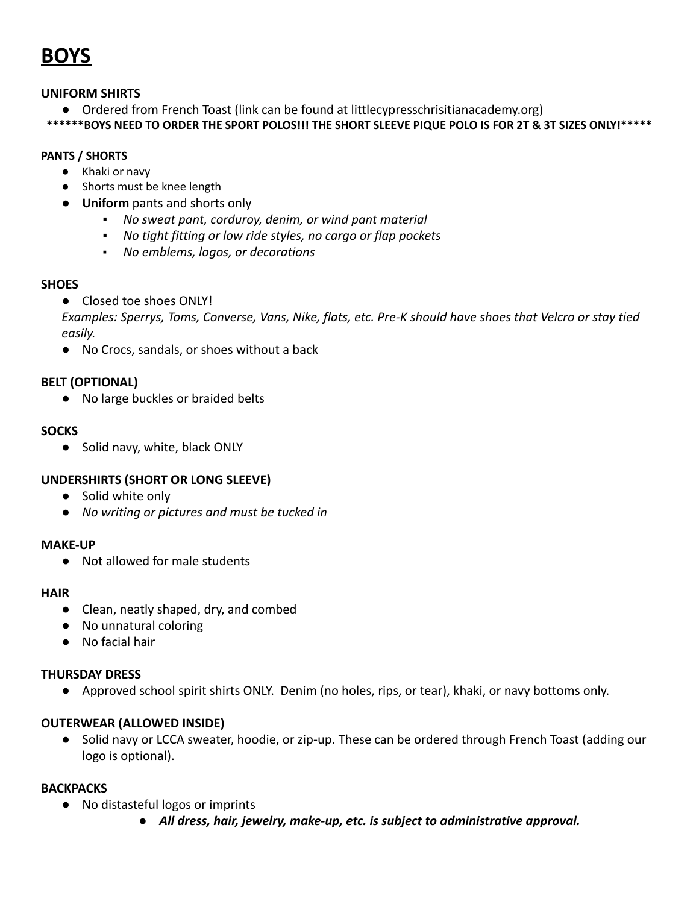# BOYS

**UNIFORM SHIRTS**

- Ordered from French Toast (link can be found at littlecypresschrisitianacademy.org)

**\*\*\*\*\*\*BOYS NEED TO ORDER THE SPORT POLOS!!! THE SHORT SLEEVE PIQUE POLO IS FOR 2T & 3T SIZES ONLY!\*\*\*\*\***

**PANTS / SHORTS**

- Khaki or navy
- Shorts must be knee length
- **Uniform** pants and shorts only
    - *No sweat pant, corduroy, denim, or wind pant material*
    - *No tight fitting or low ride styles, no cargo or flap pockets*
    - *No emblems, logos, or decorations*

**SHOES**

- Closed toe shoes ONLY!

*Examples: Sperrys, Toms, Converse, Vans, Nike, flats, etc. Pre-K should have shoes that Velcro or stay tied easily.*

- No Crocs, sandals, or shoes without a back

**BELT (OPTIONAL)**

- No large buckles or braided belts

**SOCKS**

- Solid navy, white, black ONLY

**UNDERSHIRTS (SHORT OR LONG SLEEVE)**

- Solid white only
- *No writing or pictures and must be tucked in*

**MAKE-UP**

- Not allowed for male students

**HAIR**

- Clean, neatly shaped, dry, and combed
- No unnatural coloring
- No facial hair

**THURSDAY DRESS**

- Approved school spirit shirts ONLY. Denim (no holes, rips, or tear), khaki, or navy bottoms only.

**OUTERWEAR (ALLOWED INSIDE)**

- Solid navy or LCCA sweater, hoodie, or zip-up. These can be ordered through French Toast (adding our logo is optional).

**BACKPACKS**

- No distasteful logos or imprints
    - ***All dress, hair, jewelry, make-up, etc. is subject to administrative approval.***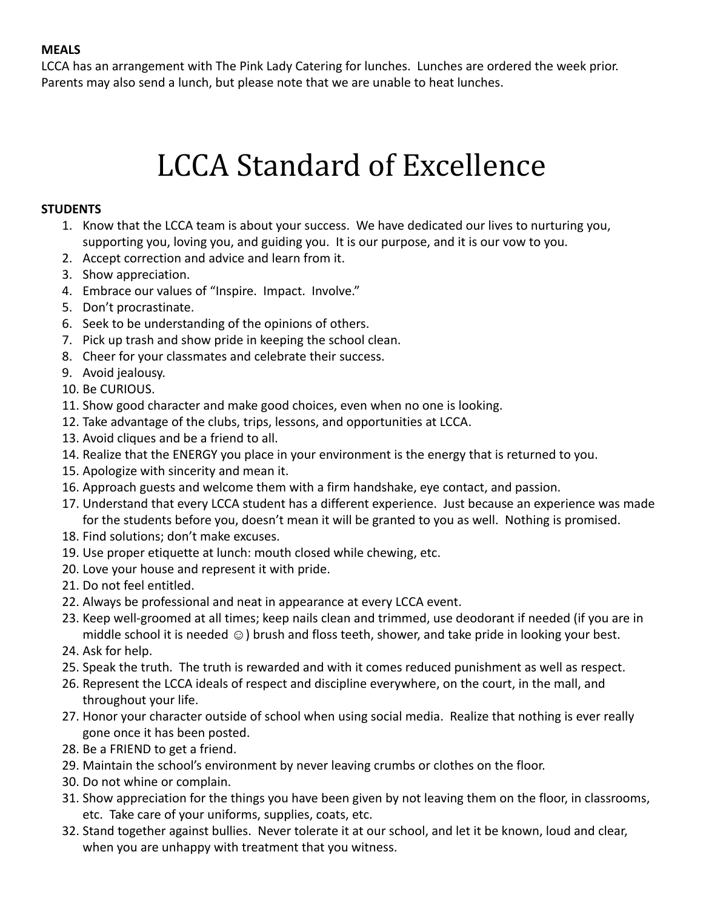**MEALS**

LCCA has an arrangement with The Pink Lady Catering for lunches. Lunches are ordered the week prior. Parents may also send a lunch, but please note that we are unable to heat lunches.

# LCCA Standard of Excellence

**STUDENTS**

1. Know that the LCCA team is about your success. We have dedicated our lives to nurturing you, supporting you, loving you, and guiding you. It is our purpose, and it is our vow to you.
2. Accept correction and advice and learn from it.
3. Show appreciation.
4. Embrace our values of "Inspire. Impact. Involve."
5. Don't procrastinate.
6. Seek to be understanding of the opinions of others.
7. Pick up trash and show pride in keeping the school clean.
8. Cheer for your classmates and celebrate their success.
9. Avoid jealousy.
10. Be CURIOUS.
11. Show good character and make good choices, even when no one is looking.
12. Take advantage of the clubs, trips, lessons, and opportunities at LCCA.
13. Avoid cliques and be a friend to all.
14. Realize that the ENERGY you place in your environment is the energy that is returned to you.
15. Apologize with sincerity and mean it.
16. Approach guests and welcome them with a firm handshake, eye contact, and passion.
17. Understand that every LCCA student has a different experience. Just because an experience was made for the students before you, doesn't mean it will be granted to you as well. Nothing is promised.
18. Find solutions; don't make excuses.
19. Use proper etiquette at lunch: mouth closed while chewing, etc.
20. Love your house and represent it with pride.
21. Do not feel entitled.
22. Always be professional and neat in appearance at every LCCA event.
23. Keep well-groomed at all times; keep nails clean and trimmed, use deodorant if needed (if you are in middle school it is needed ☺) brush and floss teeth, shower, and take pride in looking your best.
24. Ask for help.
25. Speak the truth. The truth is rewarded and with it comes reduced punishment as well as respect.
26. Represent the LCCA ideals of respect and discipline everywhere, on the court, in the mall, and throughout your life.
27. Honor your character outside of school when using social media. Realize that nothing is ever really gone once it has been posted.
28. Be a FRIEND to get a friend.
29. Maintain the school's environment by never leaving crumbs or clothes on the floor.
30. Do not whine or complain.
31. Show appreciation for the things you have been given by not leaving them on the floor, in classrooms, etc. Take care of your uniforms, supplies, coats, etc.
32. Stand together against bullies. Never tolerate it at our school, and let it be known, loud and clear, when you are unhappy with treatment that you witness.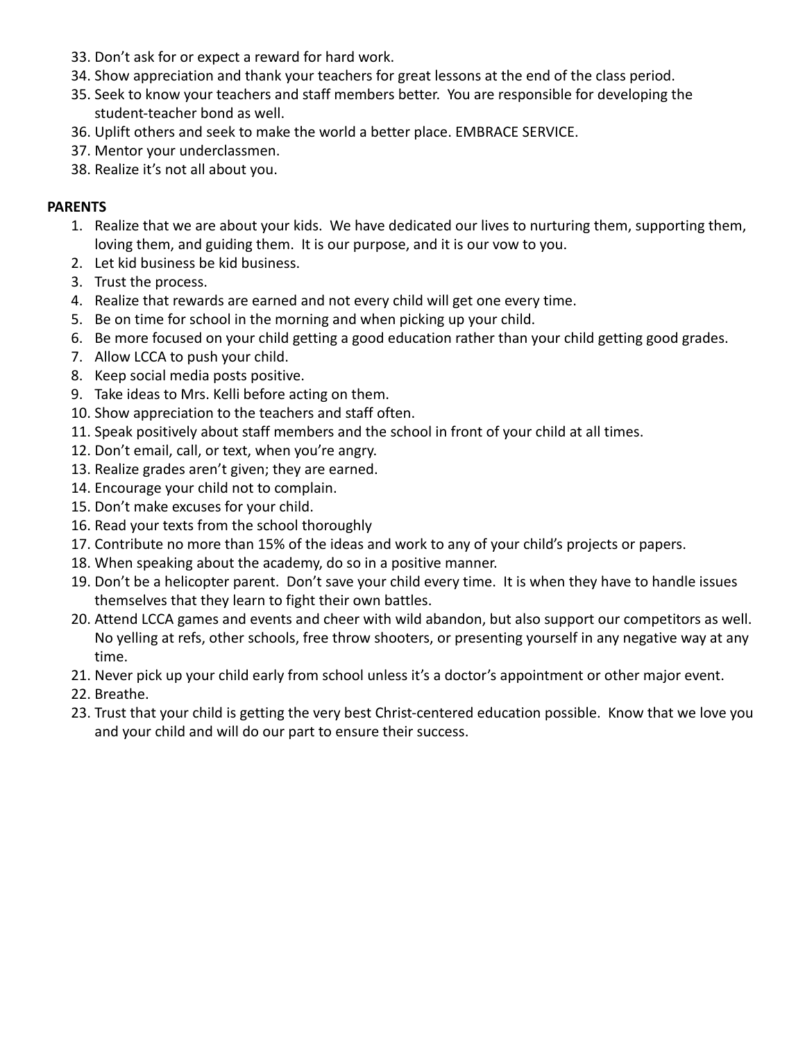33. Don't ask for or expect a reward for hard work.
34. Show appreciation and thank your teachers for great lessons at the end of the class period.
35. Seek to know your teachers and staff members better. You are responsible for developing the student-teacher bond as well.
36. Uplift others and seek to make the world a better place. EMBRACE SERVICE.
37. Mentor your underclassmen.
38. Realize it's not all about you.

**PARENTS**

1. Realize that we are about your kids. We have dedicated our lives to nurturing them, supporting them, loving them, and guiding them. It is our purpose, and it is our vow to you.
2. Let kid business be kid business.
3. Trust the process.
4. Realize that rewards are earned and not every child will get one every time.
5. Be on time for school in the morning and when picking up your child.
6. Be more focused on your child getting a good education rather than your child getting good grades.
7. Allow LCCA to push your child.
8. Keep social media posts positive.
9. Take ideas to Mrs. Kelli before acting on them.
10. Show appreciation to the teachers and staff often.
11. Speak positively about staff members and the school in front of your child at all times.
12. Don't email, call, or text, when you're angry.
13. Realize grades aren't given; they are earned.
14. Encourage your child not to complain.
15. Don't make excuses for your child.
16. Read your texts from the school thoroughly
17. Contribute no more than 15% of the ideas and work to any of your child's projects or papers.
18. When speaking about the academy, do so in a positive manner.
19. Don't be a helicopter parent. Don't save your child every time. It is when they have to handle issues themselves that they learn to fight their own battles.
20. Attend LCCA games and events and cheer with wild abandon, but also support our competitors as well. No yelling at refs, other schools, free throw shooters, or presenting yourself in any negative way at any time.
21. Never pick up your child early from school unless it's a doctor's appointment or other major event.
22. Breathe.
23. Trust that your child is getting the very best Christ-centered education possible. Know that we love you and your child and will do our part to ensure their success.